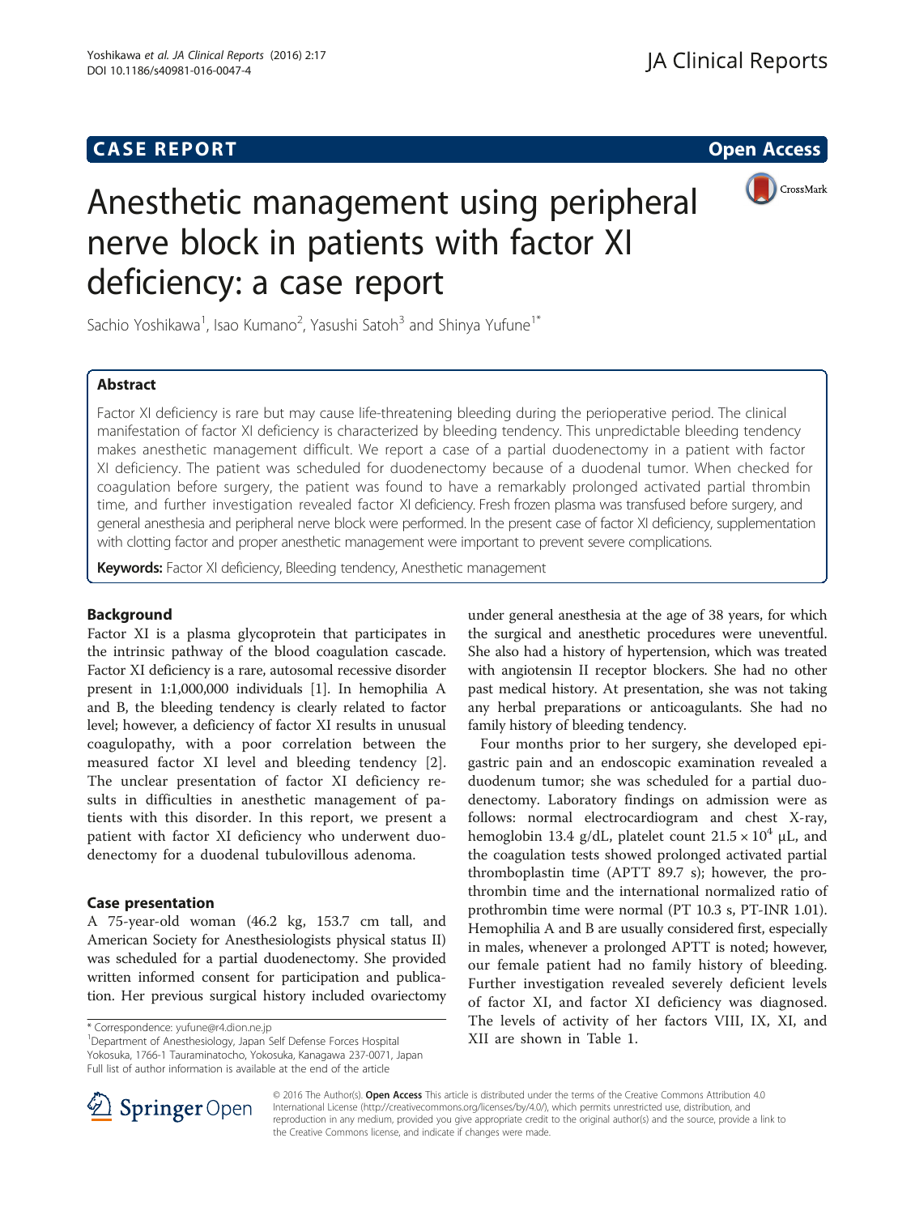**CASE REPORT** **Open Access**

# Anesthetic management using peripheral nerve block in patients with factor XI deficiency: a case report

Sachio Yoshikawa[1], Isao Kumano[2], Yasushi Satoh[3] and Shinya Yufune[1*]

## Abstract

Factor XI deficiency is rare but may cause life-threatening bleeding during the perioperative period. The clinical manifestation of factor XI deficiency is characterized by bleeding tendency. This unpredictable bleeding tendency makes anesthetic management difficult. We report a case of a partial duodenectomy in a patient with factor XI deficiency. The patient was scheduled for duodenectomy because of a duodenal tumor. When checked for coagulation before surgery, the patient was found to have a remarkably prolonged activated partial thrombin time, and further investigation revealed factor XI deficiency. Fresh frozen plasma was transfused before surgery, and general anesthesia and peripheral nerve block were performed. In the present case of factor XI deficiency, supplementation with clotting factor and proper anesthetic management were important to prevent severe complications.

**Keywords:** Factor XI deficiency, Bleeding tendency, Anesthetic management

## Background

Factor XI is a plasma glycoprotein that participates in the intrinsic pathway of the blood coagulation cascade. Factor XI deficiency is a rare, autosomal recessive disorder present in 1:1,000,000 individuals [1]. In hemophilia A and B, the bleeding tendency is clearly related to factor level; however, a deficiency of factor XI results in unusual coagulopathy, with a poor correlation between the measured factor XI level and bleeding tendency [2]. The unclear presentation of factor XI deficiency results in difficulties in anesthetic management of patients with this disorder. In this report, we present a patient with factor XI deficiency who underwent duodenectomy for a duodenal tubulovillous adenoma.

## Case presentation

A 75-year-old woman (46.2 kg, 153.7 cm tall, and American Society for Anesthesiologists physical status II) was scheduled for a partial duodenectomy. She provided written informed consent for participation and publication. Her previous surgical history included ovariectomy under general anesthesia at the age of 38 years, for which the surgical and anesthetic procedures were uneventful. She also had a history of hypertension, which was treated with angiotensin II receptor blockers. She had no other past medical history. At presentation, she was not taking any herbal preparations or anticoagulants. She had no family history of bleeding tendency.

Four months prior to her surgery, she developed epigastric pain and an endoscopic examination revealed a duodenum tumor; she was scheduled for a partial duodenectomy. Laboratory findings on admission were as follows: normal electrocardiogram and chest X-ray, hemoglobin 13.4 g/dL, platelet count $21.5 \times 10^4$ μL, and the coagulation tests showed prolonged activated partial thromboplastin time (APTT 89.7 s); however, the prothrombin time and the international normalized ratio of prothrombin time were normal (PT 10.3 s, PT-INR 1.01). Hemophilia A and B are usually considered first, especially in males, whenever a prolonged APTT is noted; however, our female patient had no family history of bleeding. Further investigation revealed severely deficient levels of factor XI, and factor XI deficiency was diagnosed. The levels of activity of her factors VIII, IX, XI, and XII are shown in Table 1.

\* Correspondence: yufune@r4.dion.ne.jp
[1]Department of Anesthesiology, Japan Self Defense Forces Hospital Yokosuka, 1766-1 Tauraminatocho, Yokosuka, Kanagawa 237-0071, Japan
Full list of author information is available at the end of the article

© 2016 The Author(s). **Open Access** This article is distributed under the terms of the Creative Commons Attribution 4.0 International License (http://creativecommons.org/licenses/by/4.0/), which permits unrestricted use, distribution, and reproduction in any medium, provided you give appropriate credit to the original author(s) and the source, provide a link to the Creative Commons license, and indicate if changes were made.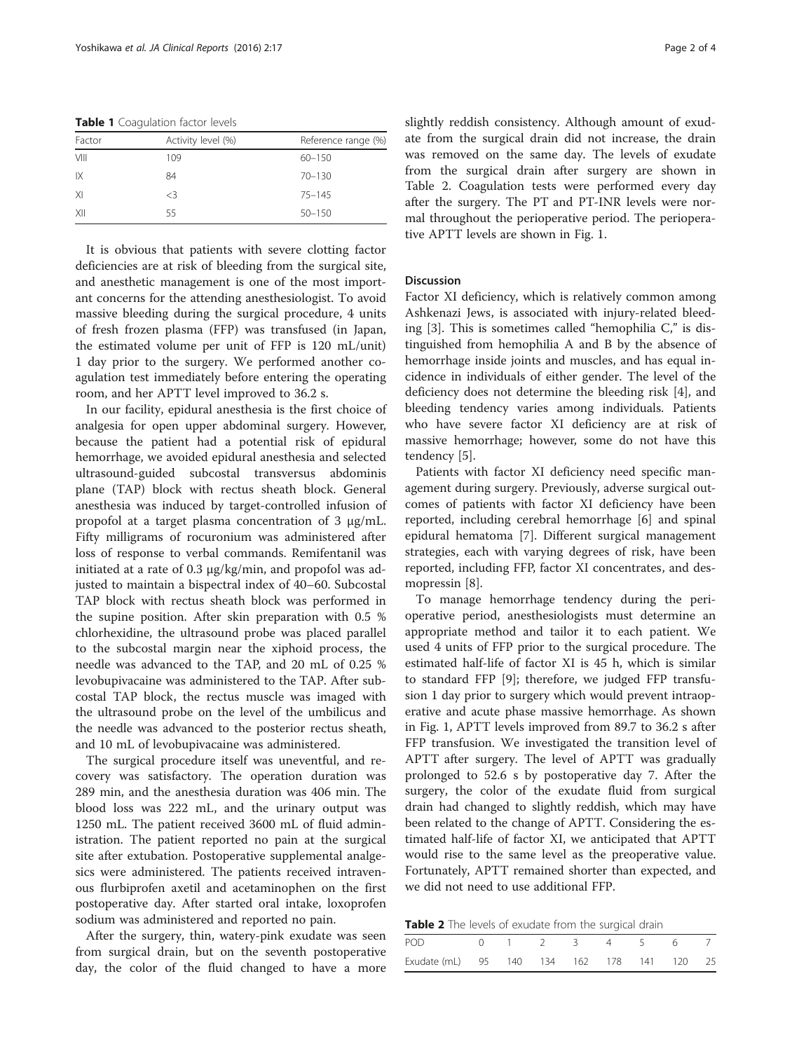**Table 1** Coagulation factor levels

| Factor | Activity level (%) | Reference range (%) |
| --- | --- | --- |
| VIII | 109 | 60–150 |
| IX | 84 | 70–130 |
| XI | <3 | 75–145 |
| XII | 55 | 50–150 |

It is obvious that patients with severe clotting factor deficiencies are at risk of bleeding from the surgical site, and anesthetic management is one of the most important concerns for the attending anesthesiologist. To avoid massive bleeding during the surgical procedure, 4 units of fresh frozen plasma (FFP) was transfused (in Japan, the estimated volume per unit of FFP is 120 mL/unit) 1 day prior to the surgery. We performed another coagulation test immediately before entering the operating room, and her APTT level improved to 36.2 s.

In our facility, epidural anesthesia is the first choice of analgesia for open upper abdominal surgery. However, because the patient had a potential risk of epidural hemorrhage, we avoided epidural anesthesia and selected ultrasound-guided subcostal transversus abdominis plane (TAP) block with rectus sheath block. General anesthesia was induced by target-controlled infusion of propofol at a target plasma concentration of 3 μg/mL. Fifty milligrams of rocuronium was administered after loss of response to verbal commands. Remifentanil was initiated at a rate of 0.3 μg/kg/min, and propofol was adjusted to maintain a bispectral index of 40–60. Subcostal TAP block with rectus sheath block was performed in the supine position. After skin preparation with 0.5 % chlorhexidine, the ultrasound probe was placed parallel to the subcostal margin near the xiphoid process, the needle was advanced to the TAP, and 20 mL of 0.25 % levobupivacaine was administered to the TAP. After subcostal TAP block, the rectus muscle was imaged with the ultrasound probe on the level of the umbilicus and the needle was advanced to the posterior rectus sheath, and 10 mL of levobupivacaine was administered.

The surgical procedure itself was uneventful, and recovery was satisfactory. The operation duration was 289 min, and the anesthesia duration was 406 min. The blood loss was 222 mL, and the urinary output was 1250 mL. The patient received 3600 mL of fluid administration. The patient reported no pain at the surgical site after extubation. Postoperative supplemental analgesics were administered. The patients received intravenous flurbiprofen axetil and acetaminophen on the first postoperative day. After started oral intake, loxoprofen sodium was administered and reported no pain.

After the surgery, thin, watery-pink exudate was seen from surgical drain, but on the seventh postoperative day, the color of the fluid changed to have a more slightly reddish consistency. Although amount of exudate from the surgical drain did not increase, the drain was removed on the same day. The levels of exudate from the surgical drain after surgery are shown in Table 2. Coagulation tests were performed every day after the surgery. The PT and PT-INR levels were normal throughout the perioperative period. The perioperative APTT levels are shown in Fig. 1.

## Discussion

Factor XI deficiency, which is relatively common among Ashkenazi Jews, is associated with injury-related bleeding [3]. This is sometimes called "hemophilia C," is distinguished from hemophilia A and B by the absence of hemorrhage inside joints and muscles, and has equal incidence in individuals of either gender. The level of the deficiency does not determine the bleeding risk [4], and bleeding tendency varies among individuals. Patients who have severe factor XI deficiency are at risk of massive hemorrhage; however, some do not have this tendency [5].

Patients with factor XI deficiency need specific management during surgery. Previously, adverse surgical outcomes of patients with factor XI deficiency have been reported, including cerebral hemorrhage [6] and spinal epidural hematoma [7]. Different surgical management strategies, each with varying degrees of risk, have been reported, including FFP, factor XI concentrates, and desmopressin [8].

To manage hemorrhage tendency during the perioperative period, anesthesiologists must determine an appropriate method and tailor it to each patient. We used 4 units of FFP prior to the surgical procedure. The estimated half-life of factor XI is 45 h, which is similar to standard FFP [9]; therefore, we judged FFP transfusion 1 day prior to surgery which would prevent intraoperative and acute phase massive hemorrhage. As shown in Fig. 1, APTT levels improved from 89.7 to 36.2 s after FFP transfusion. We investigated the transition level of APTT after surgery. The level of APTT was gradually prolonged to 52.6 s by postoperative day 7. After the surgery, the color of the exudate fluid from surgical drain had changed to slightly reddish, which may have been related to the change of APTT. Considering the estimated half-life of factor XI, we anticipated that APTT would rise to the same level as the preoperative value. Fortunately, APTT remained shorter than expected, and we did not need to use additional FFP.

**Table 2** The levels of exudate from the surgical drain

| POD | 0 | 1 | 2 | 3 | 4 | 5 | 6 | 7 |
| --- | --- | --- | --- | --- | --- | --- | --- | --- |
| Exudate (mL) | 95 | 140 | 134 | 162 | 178 | 141 | 120 | 25 |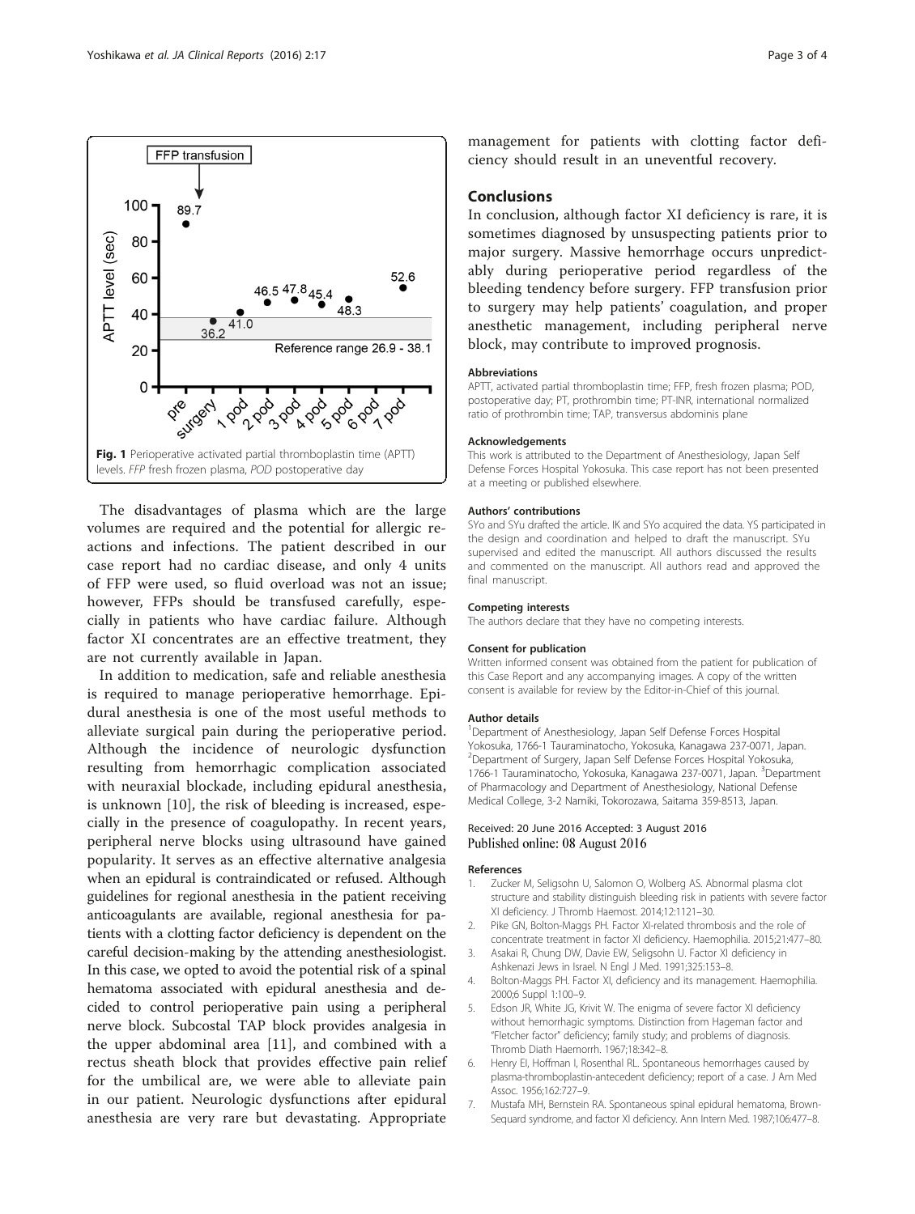Fig. 1 Perioperative activated partial thromboplastin time (APTT) levels. *FFP* fresh frozen plasma, *POD* postoperative day

The disadvantages of plasma which are the large volumes are required and the potential for allergic reactions and infections. The patient described in our case report had no cardiac disease, and only 4 units of FFP were used, so fluid overload was not an issue; however, FFPs should be transfused carefully, especially in patients who have cardiac failure. Although factor XI concentrates are an effective treatment, they are not currently available in Japan.

In addition to medication, safe and reliable anesthesia is required to manage perioperative hemorrhage. Epidural anesthesia is one of the most useful methods to alleviate surgical pain during the perioperative period. Although the incidence of neurologic dysfunction resulting from hemorrhagic complication associated with neuraxial blockade, including epidural anesthesia, is unknown [10], the risk of bleeding is increased, especially in the presence of coagulopathy. In recent years, peripheral nerve blocks using ultrasound have gained popularity. It serves as an effective alternative analgesia when an epidural is contraindicated or refused. Although guidelines for regional anesthesia in the patient receiving anticoagulants are available, regional anesthesia for patients with a clotting factor deficiency is dependent on the careful decision-making by the attending anesthesiologist. In this case, we opted to avoid the potential risk of a spinal hematoma associated with epidural anesthesia and decided to control perioperative pain using a peripheral nerve block. Subcostal TAP block provides analgesia in the upper abdominal area [11], and combined with a rectus sheath block that provides effective pain relief for the umbilical are, we were able to alleviate pain in our patient. Neurologic dysfunctions after epidural anesthesia are very rare but devastating. Appropriate management for patients with clotting factor deficiency should result in an uneventful recovery.

## Conclusions

In conclusion, although factor XI deficiency is rare, it is sometimes diagnosed by unsuspecting patients prior to major surgery. Massive hemorrhage occurs unpredictably during perioperative period regardless of the bleeding tendency before surgery. FFP transfusion prior to surgery may help patients' coagulation, and proper anesthetic management, including peripheral nerve block, may contribute to improved prognosis.

#### Abbreviations

APTT, activated partial thromboplastin time; FFP, fresh frozen plasma; POD, postoperative day; PT, prothrombin time; PT-INR, international normalized ratio of prothrombin time; TAP, transversus abdominis plane

#### Acknowledgements

This work is attributed to the Department of Anesthesiology, Japan Self Defense Forces Hospital Yokosuka. This case report has not been presented at a meeting or published elsewhere.

#### Authors' contributions

SYo and SYu drafted the article. IK and SYo acquired the data. YS participated in the design and coordination and helped to draft the manuscript. SYu supervised and edited the manuscript. All authors discussed the results and commented on the manuscript. All authors read and approved the final manuscript.

#### Competing interests

The authors declare that they have no competing interests.

#### Consent for publication

Written informed consent was obtained from the patient for publication of this Case Report and any accompanying images. A copy of the written consent is available for review by the Editor-in-Chief of this journal.

#### Author details

[1]Department of Anesthesiology, Japan Self Defense Forces Hospital Yokosuka, 1766-1 Tauraminatocho, Yokosuka, Kanagawa 237-0071, Japan. [2]Department of Surgery, Japan Self Defense Forces Hospital Yokosuka, 1766-1 Tauraminatocho, Yokosuka, Kanagawa 237-0071, Japan. [3]Department of Pharmacology and Department of Anesthesiology, National Defense Medical College, 3-2 Namiki, Tokorozawa, Saitama 359-8513, Japan.

Received: 20 June 2016 Accepted: 3 August 2016
Published online: 08 August 2016

#### References

1. Zucker M, Seligsohn U, Salomon O, Wolberg AS. Abnormal plasma clot structure and stability distinguish bleeding risk in patients with severe factor XI deficiency. J Thromb Haemost. 2014;12:1121–30.
2. Pike GN, Bolton-Maggs PH. Factor XI-related thrombosis and the role of concentrate treatment in factor XI deficiency. Haemophilia. 2015;21:477–80.
3. Asakai R, Chung DW, Davie EW, Seligsohn U. Factor XI deficiency in Ashkenazi Jews in Israel. N Engl J Med. 1991;325:153–8.
4. Bolton-Maggs PH. Factor XI, deficiency and its management. Haemophilia. 2000;6 Suppl 1:100–9.
5. Edson JR, White JG, Krivit W. The enigma of severe factor XI deficiency without hemorrhagic symptoms. Distinction from Hageman factor and "Fletcher factor" deficiency; family study; and problems of diagnosis. Thromb Diath Haemorrh. 1967;18:342–8.
6. Henry EI, Hoffman I, Rosenthal RL. Spontaneous hemorrhages caused by plasma-thromboplastin-antecedent deficiency; report of a case. J Am Med Assoc. 1956;162:727–9.
7. Mustafa MH, Bernstein RA. Spontaneous spinal epidural hematoma, Brown-Sequard syndrome, and factor XI deficiency. Ann Intern Med. 1987;106:477–8.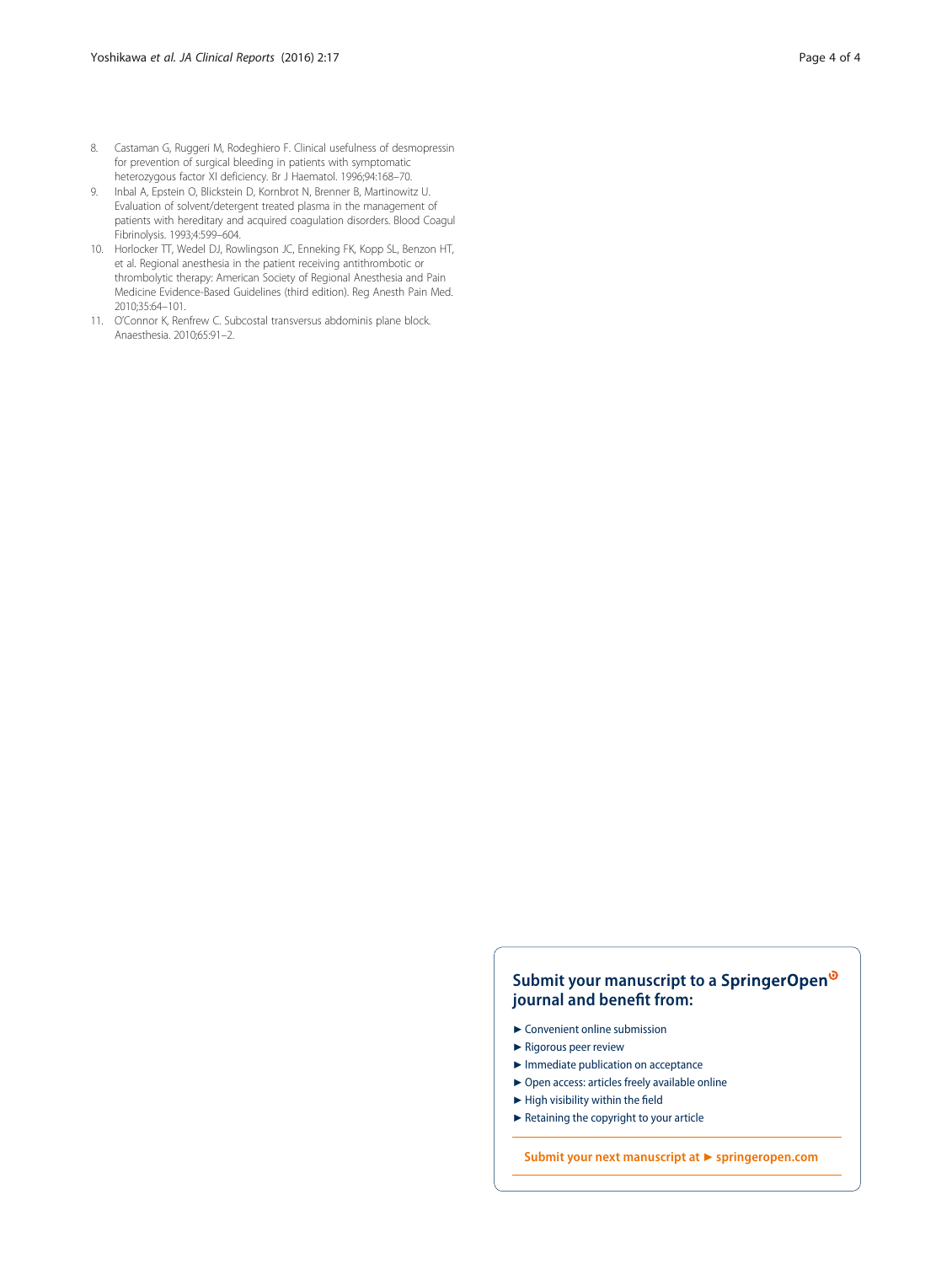8. Castaman G, Ruggeri M, Rodeghiero F. Clinical usefulness of desmopressin for prevention of surgical bleeding in patients with symptomatic heterozygous factor XI deficiency. Br J Haematol. 1996;94:168–70.
9. Inbal A, Epstein O, Blickstein D, Kornbrot N, Brenner B, Martinowitz U. Evaluation of solvent/detergent treated plasma in the management of patients with hereditary and acquired coagulation disorders. Blood Coagul Fibrinolysis. 1993;4:599–604.
10. Horlocker TT, Wedel DJ, Rowlingson JC, Enneking FK, Kopp SL, Benzon HT, et al. Regional anesthesia in the patient receiving antithrombotic or thrombolytic therapy: American Society of Regional Anesthesia and Pain Medicine Evidence-Based Guidelines (third edition). Reg Anesth Pain Med. 2010;35:64–101.
11. O'Connor K, Renfrew C. Subcostal transversus abdominis plane block. Anaesthesia. 2010;65:91–2.

**Submit your manuscript to a SpringerOpen journal and benefit from:**

- ► Convenient online submission
- ► Rigorous peer review
- ► Immediate publication on acceptance
- ► Open access: articles freely available online
- ► High visibility within the field
- ► Retaining the copyright to your article

**Submit your next manuscript at ► springeropen.com**